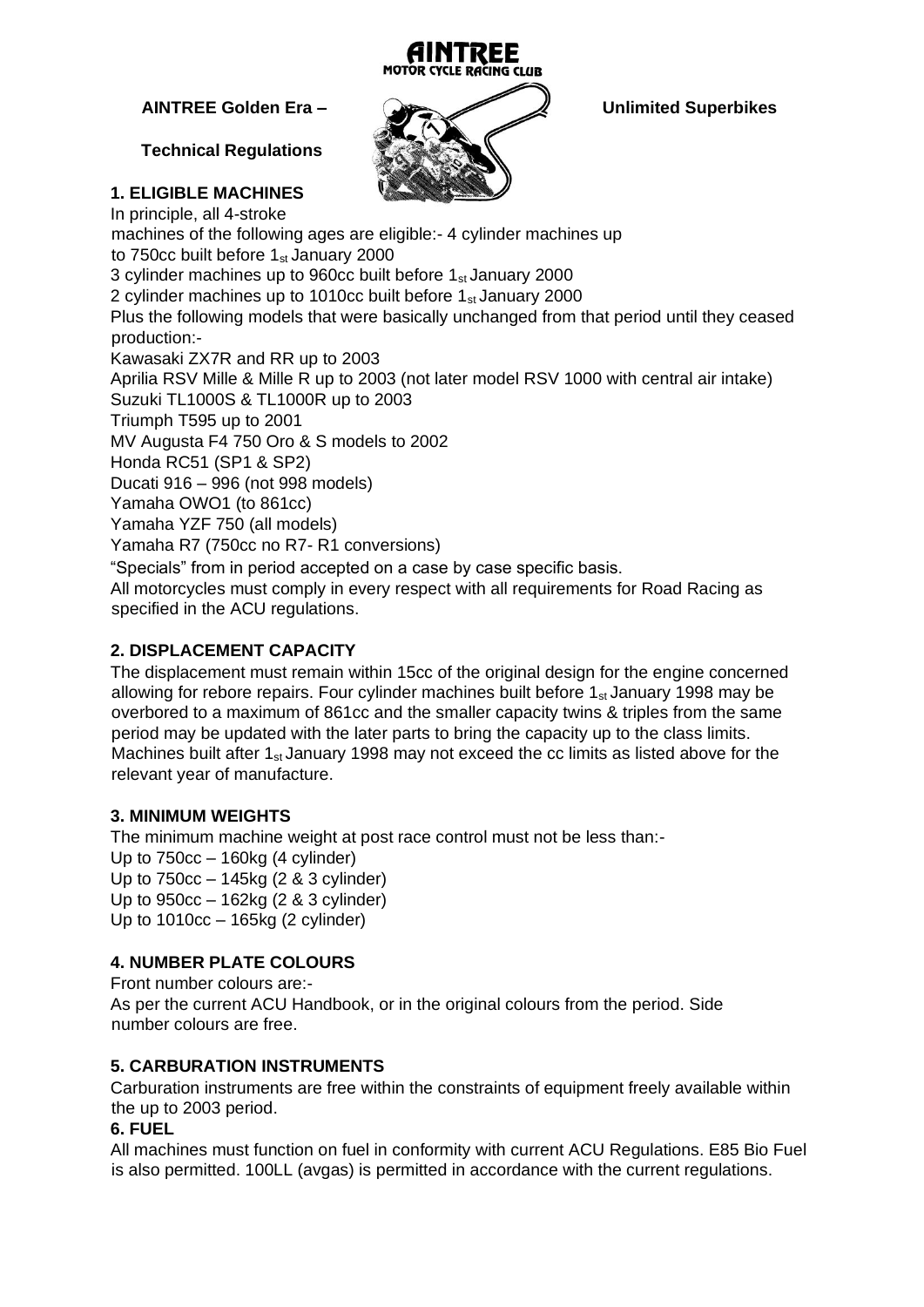**AINTREE MOTOR CYCLE RACING CLUB**

**AINTREE Golden Era – Unlimited Superbikes**

**Technical Regulations**

## 1. ELIGIBLE MACHINES

In principle, all 4-stroke machines of the following ages are eligible:- 4 cylinder machines up to 750cc built before 1st January 2000

3 cylinder machines up to 960cc built before 1st January 2000

2 cylinder machines up to 1010cc built before 1st January 2000

Plus the following models that were basically unchanged from that period until they ceased production:-

Kawasaki ZX7R and RR up to 2003

Aprilia RSV Mille & Mille R up to 2003 (not later model RSV 1000 with central air intake)

Suzuki TL1000S & TL1000R up to 2003

Triumph T595 up to 2001

MV Augusta F4 750 Oro & S models to 2002

Honda RC51 (SP1 & SP2)

Ducati 916 – 996 (not 998 models)

Yamaha OWO1 (to 861cc)

Yamaha YZF 750 (all models)

Yamaha R7 (750cc no R7- R1 conversions)

"Specials" from in period accepted on a case by case specific basis.

All motorcycles must comply in every respect with all requirements for Road Racing as specified in the ACU regulations.

## 2. DISPLACEMENT CAPACITY

The displacement must remain within 15cc of the original design for the engine concerned allowing for rebore repairs. Four cylinder machines built before 1st January 1998 may be overbored to a maximum of 861cc and the smaller capacity twins & triples from the same period may be updated with the later parts to bring the capacity up to the class limits. Machines built after 1st January 1998 may not exceed the cc limits as listed above for the relevant year of manufacture.

## 3. MINIMUM WEIGHTS

The minimum machine weight at post race control must not be less than:-

Up to 750cc – 160kg (4 cylinder)

Up to 750cc – 145kg (2 & 3 cylinder)

Up to 950cc – 162kg (2 & 3 cylinder)

Up to 1010cc – 165kg (2 cylinder)

## 4. NUMBER PLATE COLOURS

Front number colours are:-

As per the current ACU Handbook, or in the original colours from the period. Side number colours are free.

## 5. CARBURATION INSTRUMENTS

Carburation instruments are free within the constraints of equipment freely available within the up to 2003 period.

## 6. FUEL

All machines must function on fuel in conformity with current ACU Regulations. E85 Bio Fuel is also permitted. 100LL (avgas) is permitted in accordance with the current regulations.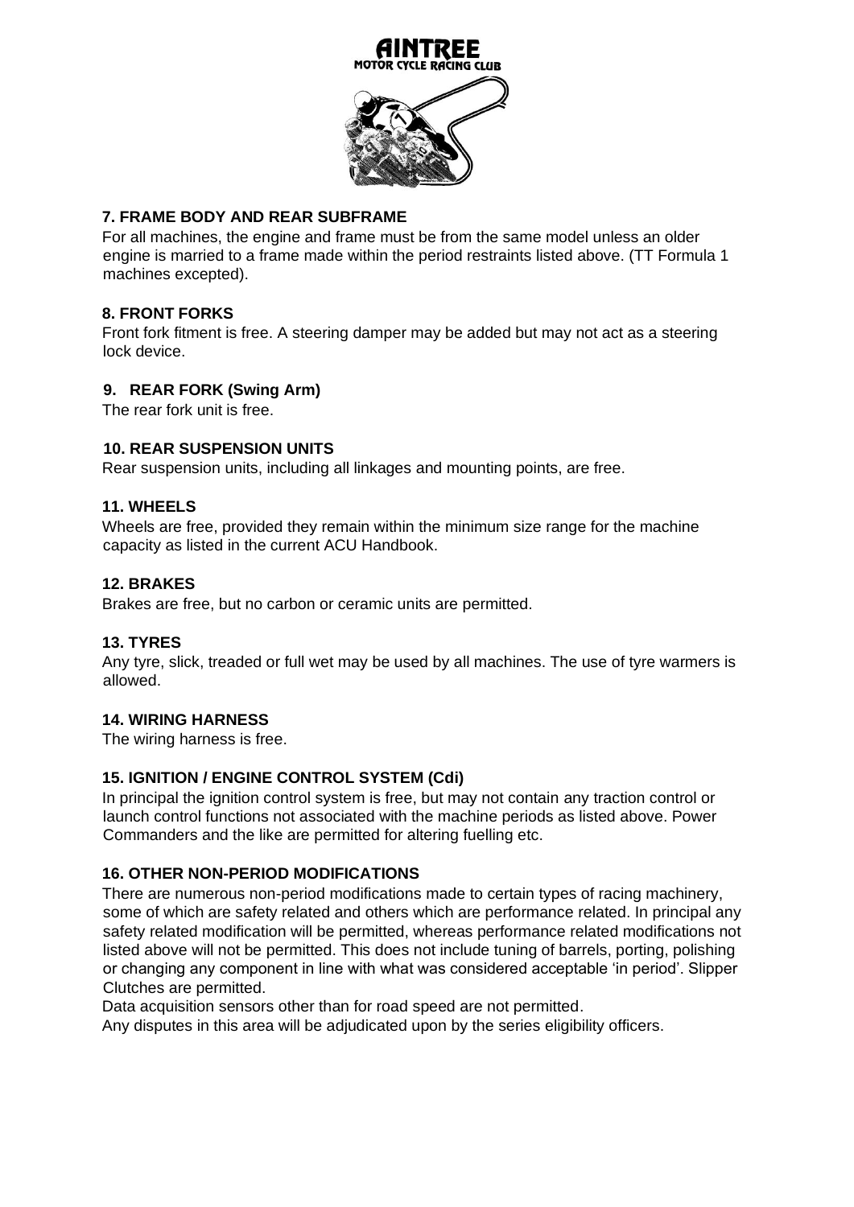### 7. FRAME BODY AND REAR SUBFRAME

For all machines, the engine and frame must be from the same model unless an older engine is married to a frame made within the period restraints listed above. (TT Formula 1 machines excepted).

### 8. FRONT FORKS

Front fork fitment is free. A steering damper may be added but may not act as a steering lock device.

### 9. REAR FORK (Swing Arm)

The rear fork unit is free.

### 10. REAR SUSPENSION UNITS

Rear suspension units, including all linkages and mounting points, are free.

### 11. WHEELS

Wheels are free, provided they remain within the minimum size range for the machine capacity as listed in the current ACU Handbook.

### 12. BRAKES

Brakes are free, but no carbon or ceramic units are permitted.

### 13. TYRES

Any tyre, slick, treaded or full wet may be used by all machines. The use of tyre warmers is allowed.

### 14. WIRING HARNESS

The wiring harness is free.

### 15. IGNITION / ENGINE CONTROL SYSTEM (Cdi)

In principal the ignition control system is free, but may not contain any traction control or launch control functions not associated with the machine periods as listed above. Power Commanders and the like are permitted for altering fuelling etc.

### 16. OTHER NON-PERIOD MODIFICATIONS

There are numerous non-period modifications made to certain types of racing machinery, some of which are safety related and others which are performance related. In principal any safety related modification will be permitted, whereas performance related modifications not listed above will not be permitted. This does not include tuning of barrels, porting, polishing or changing any component in line with what was considered acceptable 'in period'. Slipper Clutches are permitted.

Data acquisition sensors other than for road speed are not permitted.

Any disputes in this area will be adjudicated upon by the series eligibility officers.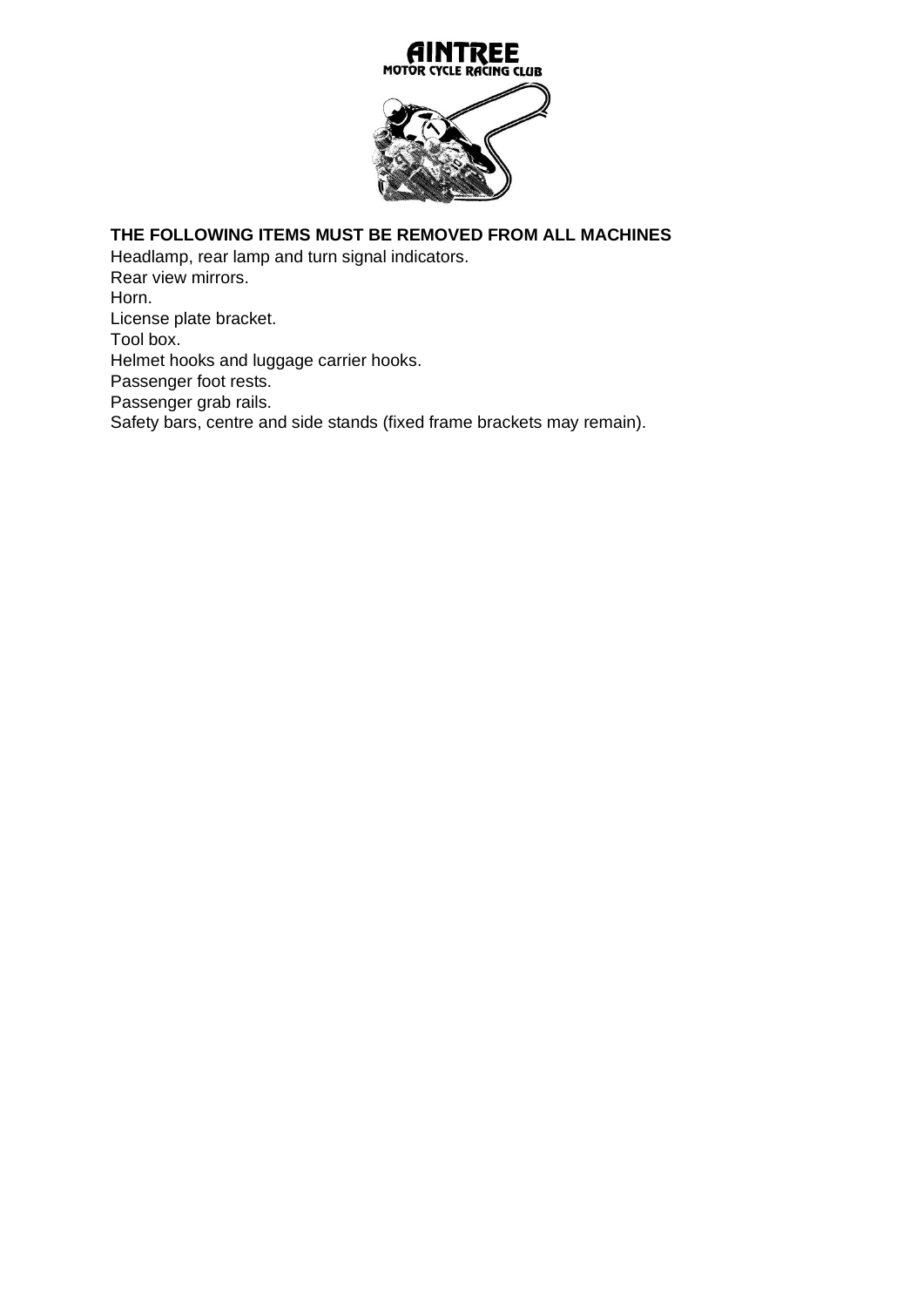**THE FOLLOWING ITEMS MUST BE REMOVED FROM ALL MACHINES**

Headlamp, rear lamp and turn signal indicators.
Rear view mirrors.
Horn.
License plate bracket.
Tool box.
Helmet hooks and luggage carrier hooks.
Passenger foot rests.
Passenger grab rails.
Safety bars, centre and side stands (fixed frame brackets may remain).